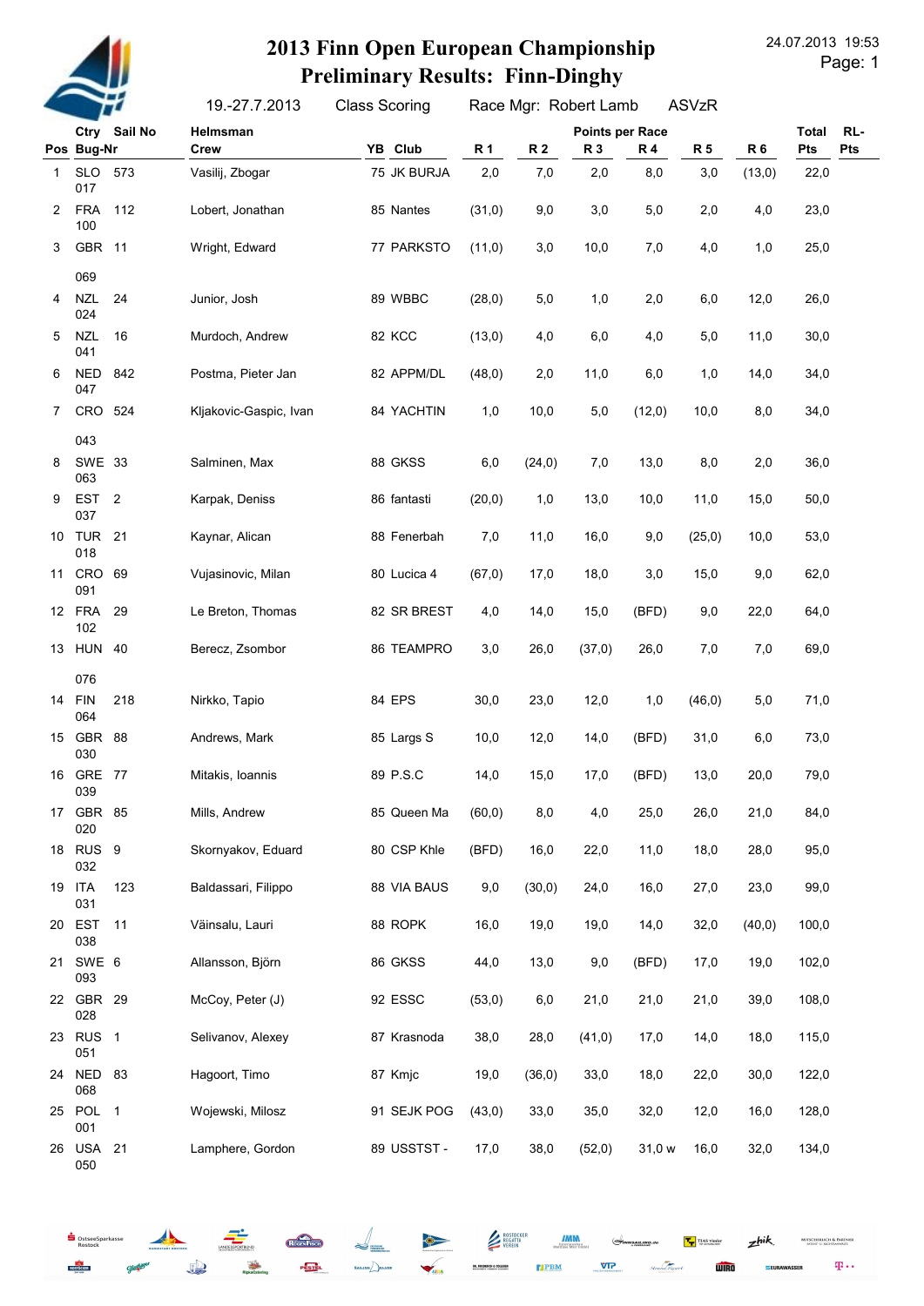# 2013 Finn Open European Championship
## Preliminary Results: Finn-Dinghy

19.-27.7.2013 Class Scoring Race Mgr: Robert Lamb ASVzR

24.07.2013 19:53

| Pos | Ctry Bug-Nr | Sail No | Helmsman Crew | YB | Club | R 1 | R 2 | R 3 | R 4 | R 5 | R 6 | Total Pts | RL-Pts |
|---|---|---|---|---|---|---|---|---|---|---|---|---|---|
| 1 | SLO 017 | 573 | Vasilij, Zbogar | 75 | JK BURJA | 2,0 | 7,0 | 2,0 | 8,0 | 3,0 | (13,0) | 22,0 | |
| 2 | FRA 100 | 112 | Lobert, Jonathan | 85 | Nantes | (31,0) | 9,0 | 3,0 | 5,0 | 2,0 | 4,0 | 23,0 | |
| 3 | GBR 069 | 11 | Wright, Edward | 77 | PARKSTO | (11,0) | 3,0 | 10,0 | 7,0 | 4,0 | 1,0 | 25,0 | |
| 4 | NZL 024 | 24 | Junior, Josh | 89 | WBBC | (28,0) | 5,0 | 1,0 | 2,0 | 6,0 | 12,0 | 26,0 | |
| 5 | NZL 041 | 16 | Murdoch, Andrew | 82 | KCC | (13,0) | 4,0 | 6,0 | 4,0 | 5,0 | 11,0 | 30,0 | |
| 6 | NED 047 | 842 | Postma, Pieter Jan | 82 | APPM/DL | (48,0) | 2,0 | 11,0 | 6,0 | 1,0 | 14,0 | 34,0 | |
| 7 | CRO 043 | 524 | Kljakovic-Gaspic, Ivan | 84 | YACHTIN | 1,0 | 10,0 | 5,0 | (12,0) | 10,0 | 8,0 | 34,0 | |
| 8 | SWE 063 | 33 | Salminen, Max | 88 | GKSS | 6,0 | (24,0) | 7,0 | 13,0 | 8,0 | 2,0 | 36,0 | |
| 9 | EST 037 | 2 | Karpak, Deniss | 86 | fantasti | (20,0) | 1,0 | 13,0 | 10,0 | 11,0 | 15,0 | 50,0 | |
| 10 | TUR 018 | 21 | Kaynar, Alican | 88 | Fenerbah | 7,0 | 11,0 | 16,0 | 9,0 | (25,0) | 10,0 | 53,0 | |
| 11 | CRO 091 | 69 | Vujasinovic, Milan | 80 | Lucica 4 | (67,0) | 17,0 | 18,0 | 3,0 | 15,0 | 9,0 | 62,0 | |
| 12 | FRA 102 | 29 | Le Breton, Thomas | 82 | SR BREST | 4,0 | 14,0 | 15,0 | (BFD) | 9,0 | 22,0 | 64,0 | |
| 13 | HUN 076 | 40 | Berecz, Zsombor | 86 | TEAMPRO | 3,0 | 26,0 | (37,0) | 26,0 | 7,0 | 7,0 | 69,0 | |
| 14 | FIN 064 | 218 | Nirkko, Tapio | 84 | EPS | 30,0 | 23,0 | 12,0 | 1,0 | (46,0) | 5,0 | 71,0 | |
| 15 | GBR 030 | 88 | Andrews, Mark | 85 | Largs S | 10,0 | 12,0 | 14,0 | (BFD) | 31,0 | 6,0 | 73,0 | |
| 16 | GRE 039 | 77 | Mitakis, Ioannis | 89 | P.S.C | 14,0 | 15,0 | 17,0 | (BFD) | 13,0 | 20,0 | 79,0 | |
| 17 | GBR 020 | 85 | Mills, Andrew | 85 | Queen Ma | (60,0) | 8,0 | 4,0 | 25,0 | 26,0 | 21,0 | 84,0 | |
| 18 | RUS 032 | 9 | Skornyakov, Eduard | 80 | CSP Khle | (BFD) | 16,0 | 22,0 | 11,0 | 18,0 | 28,0 | 95,0 | |
| 19 | ITA 031 | 123 | Baldassari, Filippo | 88 | VIA BAUS | 9,0 | (30,0) | 24,0 | 16,0 | 27,0 | 23,0 | 99,0 | |
| 20 | EST 038 | 11 | Väinsalu, Lauri | 88 | ROPK | 16,0 | 19,0 | 19,0 | 14,0 | 32,0 | (40,0) | 100,0 | |
| 21 | SWE 093 | 6 | Allansson, Björn | 86 | GKSS | 44,0 | 13,0 | 9,0 | (BFD) | 17,0 | 19,0 | 102,0 | |
| 22 | GBR 028 | 29 | McCoy, Peter (J) | 92 | ESSC | (53,0) | 6,0 | 21,0 | 21,0 | 21,0 | 39,0 | 108,0 | |
| 23 | RUS 051 | 1 | Selivanov, Alexey | 87 | Krasnoda | 38,0 | 28,0 | (41,0) | 17,0 | 14,0 | 18,0 | 115,0 | |
| 24 | NED 068 | 83 | Hagoort, Timo | 87 | Kmjc | 19,0 | (36,0) | 33,0 | 18,0 | 22,0 | 30,0 | 122,0 | |
| 25 | POL 001 | 1 | Wojewski, Milosz | 91 | SEJK POG | (43,0) | 33,0 | 35,0 | 32,0 | 12,0 | 16,0 | 128,0 | |
| 26 | USA 050 | 21 | Lamphere, Gordon | 89 | USSTST - | 17,0 | 38,0 | (52,0) | 31,0 w | 16,0 | 32,0 | 134,0 | |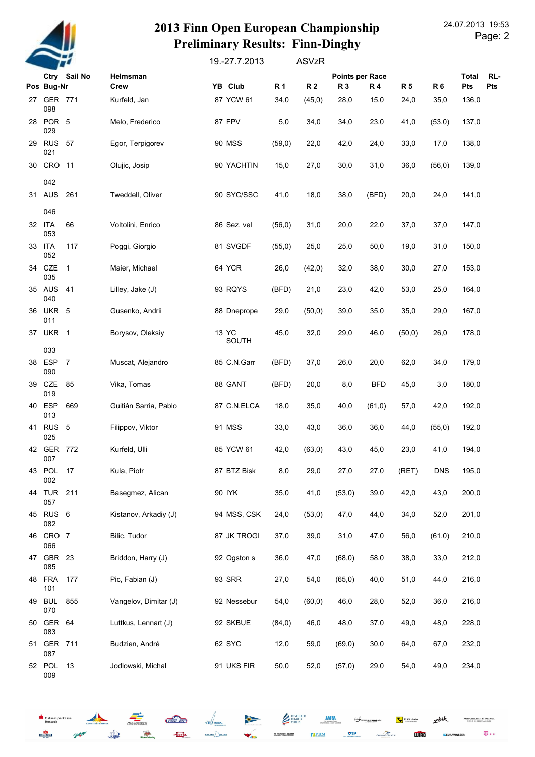# 2013 Finn Open European Championship
## Preliminary Results: Finn-Dinghy

19.-27.7.2013 ASVzR

24.07.2013 19:53

| Pos | Ctry Bug-Nr | Sail No | Helmsman Crew | YB | Club | R 1 | R 2 | R 3 | R 4 | R 5 | R 6 | Total Pts | RL-Pts |
|---|---|---|---|---|---|---|---|---|---|---|---|---|---|
| 27 | GER 098 | 771 | Kurfeld, Jan | 87 | YCW 61 | 34,0 | (45,0) | 28,0 | 15,0 | 24,0 | 35,0 | 136,0 | |
| 28 | POR 029 | 5 | Melo, Frederico | 87 | FPV | 5,0 | 34,0 | 34,0 | 23,0 | 41,0 | (53,0) | 137,0 | |
| 29 | RUS 021 | 57 | Egor, Terpigorev | 90 | MSS | (59,0) | 22,0 | 42,0 | 24,0 | 33,0 | 17,0 | 138,0 | |
| 30 | CRO 042 | 11 | Olujic, Josip | 90 | YACHTIN | 15,0 | 27,0 | 30,0 | 31,0 | 36,0 | (56,0) | 139,0 | |
| 31 | AUS 046 | 261 | Tweddell, Oliver | 90 | SYC/SSC | 41,0 | 18,0 | 38,0 | (BFD) | 20,0 | 24,0 | 141,0 | |
| 32 | ITA 053 | 66 | Voltolini, Enrico | 86 | Sez. vel | (56,0) | 31,0 | 20,0 | 22,0 | 37,0 | 37,0 | 147,0 | |
| 33 | ITA 052 | 117 | Poggi, Giorgio | 81 | SVGDF | (55,0) | 25,0 | 25,0 | 50,0 | 19,0 | 31,0 | 150,0 | |
| 34 | CZE 035 | 1 | Maier, Michael | 64 | YCR | 26,0 | (42,0) | 32,0 | 38,0 | 30,0 | 27,0 | 153,0 | |
| 35 | AUS 040 | 41 | Lilley, Jake (J) | 93 | RQYS | (BFD) | 21,0 | 23,0 | 42,0 | 53,0 | 25,0 | 164,0 | |
| 36 | UKR 011 | 5 | Gusenko, Andrii | 88 | Dneprope | 29,0 | (50,0) | 39,0 | 35,0 | 35,0 | 29,0 | 167,0 | |
| 37 | UKR 033 | 1 | Borysov, Oleksiy | 13 | YC SOUTH | 45,0 | 32,0 | 29,0 | 46,0 | (50,0) | 26,0 | 178,0 | |
| 38 | ESP 090 | 7 | Muscat, Alejandro | 85 | C.N.Garr | (BFD) | 37,0 | 26,0 | 20,0 | 62,0 | 34,0 | 179,0 | |
| 39 | CZE 019 | 85 | Vika, Tomas | 88 | GANT | (BFD) | 20,0 | 8,0 | BFD | 45,0 | 3,0 | 180,0 | |
| 40 | ESP 013 | 669 | Guitián Sarria, Pablo | 87 | C.N.ELCA | 18,0 | 35,0 | 40,0 | (61,0) | 57,0 | 42,0 | 192,0 | |
| 41 | RUS 025 | 5 | Filippov, Viktor | 91 | MSS | 33,0 | 43,0 | 36,0 | 36,0 | 44,0 | (55,0) | 192,0 | |
| 42 | GER 007 | 772 | Kurfeld, Ulli | 85 | YCW 61 | 42,0 | (63,0) | 43,0 | 45,0 | 23,0 | 41,0 | 194,0 | |
| 43 | POL 002 | 17 | Kula, Piotr | 87 | BTZ Bisk | 8,0 | 29,0 | 27,0 | 27,0 | (RET) | DNS | 195,0 | |
| 44 | TUR 057 | 211 | Basegmez, Alican | 90 | IYK | 35,0 | 41,0 | (53,0) | 39,0 | 42,0 | 43,0 | 200,0 | |
| 45 | RUS 082 | 6 | Kistanov, Arkadiy (J) | 94 | MSS, CSK | 24,0 | (53,0) | 47,0 | 44,0 | 34,0 | 52,0 | 201,0 | |
| 46 | CRO 066 | 7 | Bilic, Tudor | 87 | JK TROGI | 37,0 | 39,0 | 31,0 | 47,0 | 56,0 | (61,0) | 210,0 | |
| 47 | GBR 085 | 23 | Briddon, Harry (J) | 92 | Ogston s | 36,0 | 47,0 | (68,0) | 58,0 | 38,0 | 33,0 | 212,0 | |
| 48 | FRA 101 | 177 | Pic, Fabian (J) | 93 | SRR | 27,0 | 54,0 | (65,0) | 40,0 | 51,0 | 44,0 | 216,0 | |
| 49 | BUL 070 | 855 | Vangelov, Dimitar (J) | 92 | Nessebur | 54,0 | (60,0) | 46,0 | 28,0 | 52,0 | 36,0 | 216,0 | |
| 50 | GER 083 | 64 | Luttkus, Lennart (J) | 92 | SKBUE | (84,0) | 46,0 | 48,0 | 37,0 | 49,0 | 48,0 | 228,0 | |
| 51 | GER 087 | 711 | Budzien, André | 62 | SYC | 12,0 | 59,0 | (69,0) | 30,0 | 64,0 | 67,0 | 232,0 | |
| 52 | POL 009 | 13 | Jodlowski, Michal | 91 | UKS FIR | 50,0 | 52,0 | (57,0) | 29,0 | 54,0 | 49,0 | 234,0 | |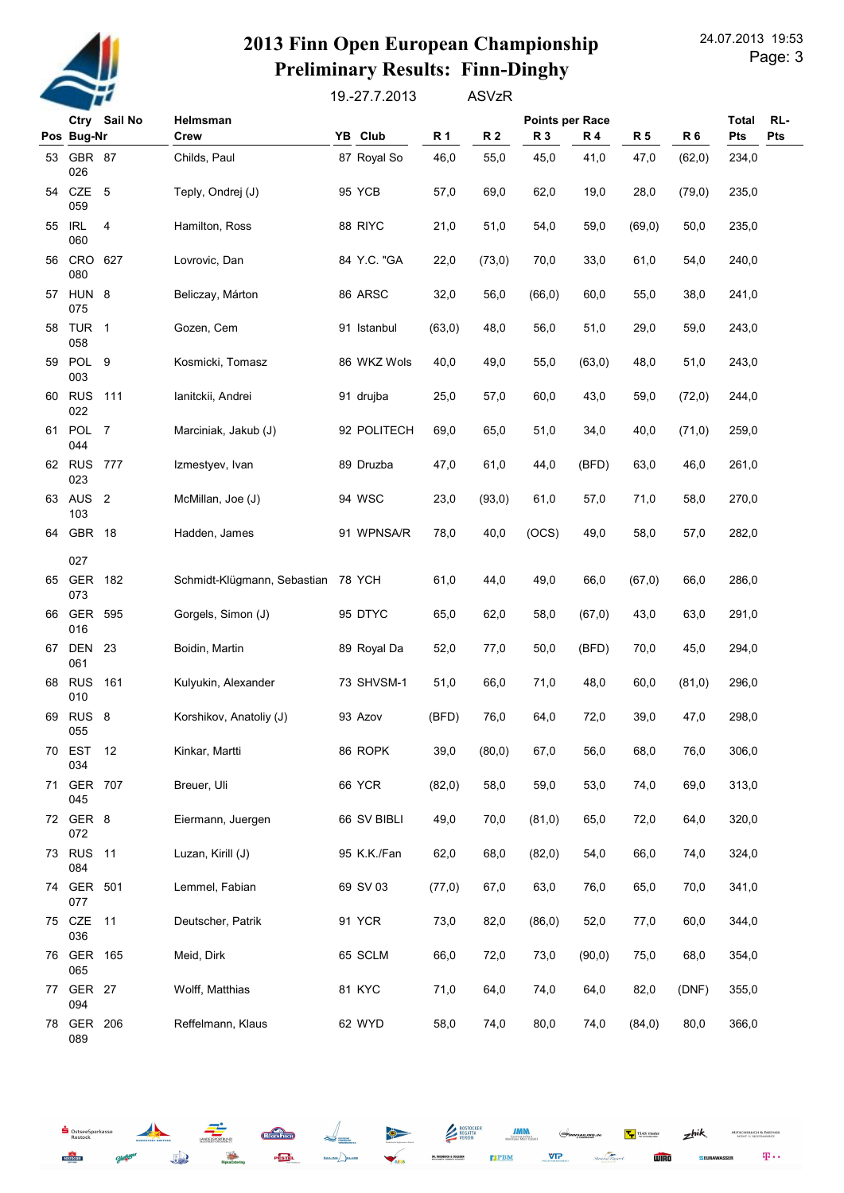# 2013 Finn Open European Championship
## Preliminary Results: Finn-Dinghy

19.-27.7.2013 ASVzR

24.07.2013 19:53

| Pos | Ctry Bug-Nr | Sail No | Helmsman Crew | YB | Club | R 1 | R 2 | R 3 | R 4 | R 5 | R 6 | Total Pts | RL-Pts |
|---|---|---|---|---|---|---|---|---|---|---|---|---|---|
| 53 | GBR 026 | 87 | Childs, Paul | 87 | Royal So | 46,0 | 55,0 | 45,0 | 41,0 | 47,0 | (62,0) | 234,0 | |
| 54 | CZE 059 | 5 | Teply, Ondrej (J) | 95 | YCB | 57,0 | 69,0 | 62,0 | 19,0 | 28,0 | (79,0) | 235,0 | |
| 55 | IRL 060 | 4 | Hamilton, Ross | 88 | RIYC | 21,0 | 51,0 | 54,0 | 59,0 | (69,0) | 50,0 | 235,0 | |
| 56 | CRO 080 | 627 | Lovrovic, Dan | 84 | Y.C. "GA | 22,0 | (73,0) | 70,0 | 33,0 | 61,0 | 54,0 | 240,0 | |
| 57 | HUN 075 | 8 | Beliczay, Márton | 86 | ARSC | 32,0 | 56,0 | (66,0) | 60,0 | 55,0 | 38,0 | 241,0 | |
| 58 | TUR 058 | 1 | Gozen, Cem | 91 | Istanbul | (63,0) | 48,0 | 56,0 | 51,0 | 29,0 | 59,0 | 243,0 | |
| 59 | POL 003 | 9 | Kosmicki, Tomasz | 86 | WKZ Wols | 40,0 | 49,0 | 55,0 | (63,0) | 48,0 | 51,0 | 243,0 | |
| 60 | RUS 022 | 111 | Ianitckii, Andrei | 91 | drujba | 25,0 | 57,0 | 60,0 | 43,0 | 59,0 | (72,0) | 244,0 | |
| 61 | POL 044 | 7 | Marciniak, Jakub (J) | 92 | POLITECH | 69,0 | 65,0 | 51,0 | 34,0 | 40,0 | (71,0) | 259,0 | |
| 62 | RUS 023 | 777 | Izmestyev, Ivan | 89 | Druzba | 47,0 | 61,0 | 44,0 | (BFD) | 63,0 | 46,0 | 261,0 | |
| 63 | AUS 103 | 2 | McMillan, Joe (J) | 94 | WSC | 23,0 | (93,0) | 61,0 | 57,0 | 71,0 | 58,0 | 270,0 | |
| 64 | GBR 027 | 18 | Hadden, James | 91 | WPNSA/R | 78,0 | 40,0 | (OCS) | 49,0 | 58,0 | 57,0 | 282,0 | |
| 65 | GER 073 | 182 | Schmidt-Klügmann, Sebastian | 78 | YCH | 61,0 | 44,0 | 49,0 | 66,0 | (67,0) | 66,0 | 286,0 | |
| 66 | GER 016 | 595 | Gorgels, Simon (J) | 95 | DTYC | 65,0 | 62,0 | 58,0 | (67,0) | 43,0 | 63,0 | 291,0 | |
| 67 | DEN 061 | 23 | Boidin, Martin | 89 | Royal Da | 52,0 | 77,0 | 50,0 | (BFD) | 70,0 | 45,0 | 294,0 | |
| 68 | RUS 010 | 161 | Kulyukin, Alexander | 73 | SHVSM-1 | 51,0 | 66,0 | 71,0 | 48,0 | 60,0 | (81,0) | 296,0 | |
| 69 | RUS 055 | 8 | Korshikov, Anatoliy (J) | 93 | Azov | (BFD) | 76,0 | 64,0 | 72,0 | 39,0 | 47,0 | 298,0 | |
| 70 | EST 034 | 12 | Kinkar, Martti | 86 | ROPK | 39,0 | (80,0) | 67,0 | 56,0 | 68,0 | 76,0 | 306,0 | |
| 71 | GER 045 | 707 | Breuer, Uli | 66 | YCR | (82,0) | 58,0 | 59,0 | 53,0 | 74,0 | 69,0 | 313,0 | |
| 72 | GER 072 | 8 | Eiermann, Juergen | 66 | SV BIBLI | 49,0 | 70,0 | (81,0) | 65,0 | 72,0 | 64,0 | 320,0 | |
| 73 | RUS 084 | 11 | Luzan, Kirill (J) | 95 | K.K./Fan | 62,0 | 68,0 | (82,0) | 54,0 | 66,0 | 74,0 | 324,0 | |
| 74 | GER 077 | 501 | Lemmel, Fabian | 69 | SV 03 | (77,0) | 67,0 | 63,0 | 76,0 | 65,0 | 70,0 | 341,0 | |
| 75 | CZE 036 | 11 | Deutscher, Patrik | 91 | YCR | 73,0 | 82,0 | (86,0) | 52,0 | 77,0 | 60,0 | 344,0 | |
| 76 | GER 065 | 165 | Meid, Dirk | 65 | SCLM | 66,0 | 72,0 | 73,0 | (90,0) | 75,0 | 68,0 | 354,0 | |
| 77 | GER 094 | 27 | Wolff, Matthias | 81 | KYC | 71,0 | 64,0 | 74,0 | 64,0 | 82,0 | (DNF) | 355,0 | |
| 78 | GER 089 | 206 | Reffelmann, Klaus | 62 | WYD | 58,0 | 74,0 | 80,0 | 74,0 | (84,0) | 80,0 | 366,0 | |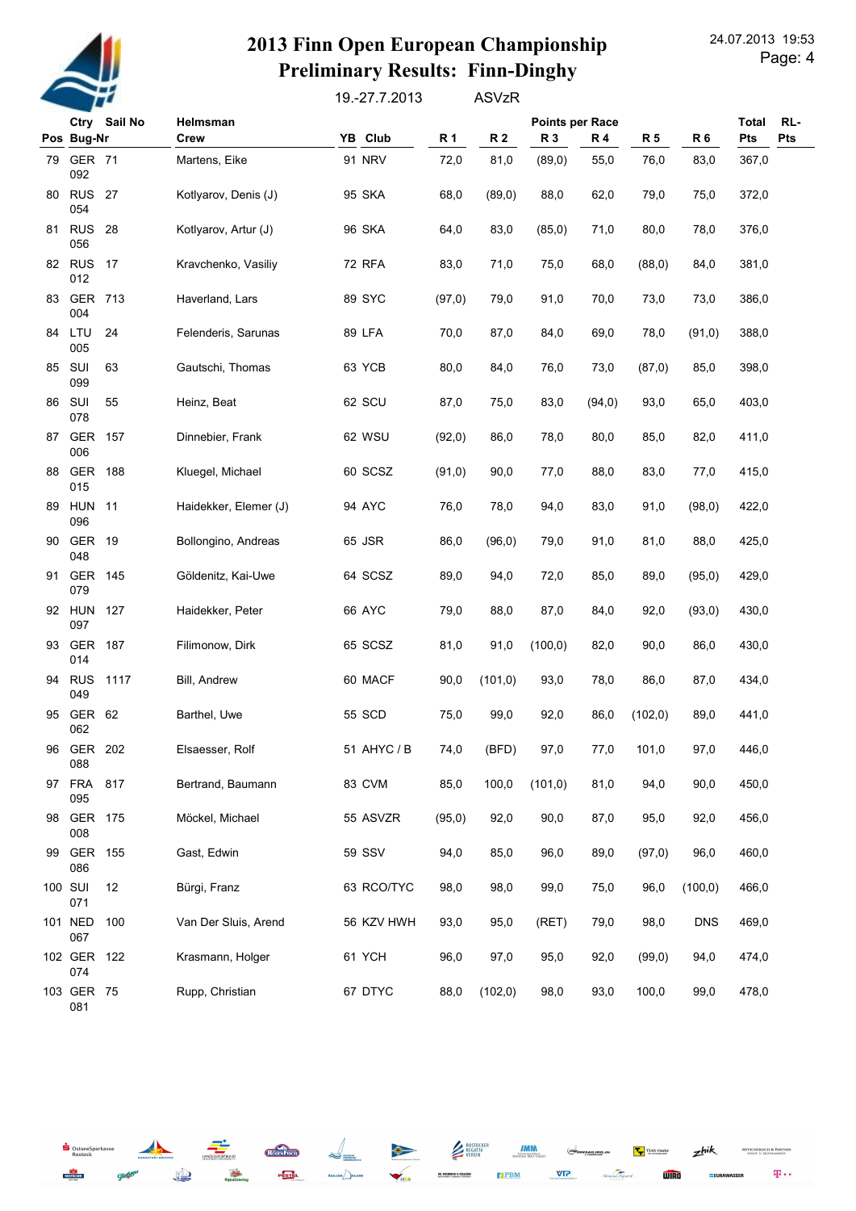# 2013 Finn Open European Championship

## Preliminary Results: Finn-Dinghy

19.-27.7.2013 ASVzR

| Pos | Ctry Bug-Nr | Sail No | Helmsman Crew | YB | Club | R 1 | R 2 | R 3 | R 4 | R 5 | R 6 | Total Pts | RL-Pts |
|---|---|---|---|---|---|---|---|---|---|---|---|---|---|
| 79 | GER 092 | 71 | Martens, Eike | 91 | NRV | 72,0 | 81,0 | (89,0) | 55,0 | 76,0 | 83,0 | 367,0 | |
| 80 | RUS 054 | 27 | Kotlyarov, Denis (J) | 95 | SKA | 68,0 | (89,0) | 88,0 | 62,0 | 79,0 | 75,0 | 372,0 | |
| 81 | RUS 056 | 28 | Kotlyarov, Artur (J) | 96 | SKA | 64,0 | 83,0 | (85,0) | 71,0 | 80,0 | 78,0 | 376,0 | |
| 82 | RUS 012 | 17 | Kravchenko, Vasiliy | 72 | RFA | 83,0 | 71,0 | 75,0 | 68,0 | (88,0) | 84,0 | 381,0 | |
| 83 | GER 004 | 713 | Haverland, Lars | 89 | SYC | (97,0) | 79,0 | 91,0 | 70,0 | 73,0 | 73,0 | 386,0 | |
| 84 | LTU 005 | 24 | Felenderis, Sarunas | 89 | LFA | 70,0 | 87,0 | 84,0 | 69,0 | 78,0 | (91,0) | 388,0 | |
| 85 | SUI 099 | 63 | Gautschi, Thomas | 63 | YCB | 80,0 | 84,0 | 76,0 | 73,0 | (87,0) | 85,0 | 398,0 | |
| 86 | SUI 078 | 55 | Heinz, Beat | 62 | SCU | 87,0 | 75,0 | 83,0 | (94,0) | 93,0 | 65,0 | 403,0 | |
| 87 | GER 006 | 157 | Dinnebier, Frank | 62 | WSU | (92,0) | 86,0 | 78,0 | 80,0 | 85,0 | 82,0 | 411,0 | |
| 88 | GER 015 | 188 | Kluegel, Michael | 60 | SCSZ | (91,0) | 90,0 | 77,0 | 88,0 | 83,0 | 77,0 | 415,0 | |
| 89 | HUN 096 | 11 | Haidekker, Elemer (J) | 94 | AYC | 76,0 | 78,0 | 94,0 | 83,0 | 91,0 | (98,0) | 422,0 | |
| 90 | GER 048 | 19 | Bollongino, Andreas | 65 | JSR | 86,0 | (96,0) | 79,0 | 91,0 | 81,0 | 88,0 | 425,0 | |
| 91 | GER 079 | 145 | Göldenitz, Kai-Uwe | 64 | SCSZ | 89,0 | 94,0 | 72,0 | 85,0 | 89,0 | (95,0) | 429,0 | |
| 92 | HUN 097 | 127 | Haidekker, Peter | 66 | AYC | 79,0 | 88,0 | 87,0 | 84,0 | 92,0 | (93,0) | 430,0 | |
| 93 | GER 014 | 187 | Filimonow, Dirk | 65 | SCSZ | 81,0 | 91,0 | (100,0) | 82,0 | 90,0 | 86,0 | 430,0 | |
| 94 | RUS 049 | 1117 | Bill, Andrew | 60 | MACF | 90,0 | (101,0) | 93,0 | 78,0 | 86,0 | 87,0 | 434,0 | |
| 95 | GER 062 | 62 | Barthel, Uwe | 55 | SCD | 75,0 | 99,0 | 92,0 | 86,0 | (102,0) | 89,0 | 441,0 | |
| 96 | GER 088 | 202 | Elsaesser, Rolf | 51 | AHYC / B | 74,0 | (BFD) | 97,0 | 77,0 | 101,0 | 97,0 | 446,0 | |
| 97 | FRA 095 | 817 | Bertrand, Baumann | 83 | CVM | 85,0 | 100,0 | (101,0) | 81,0 | 94,0 | 90,0 | 450,0 | |
| 98 | GER 008 | 175 | Möckel, Michael | 55 | ASVZR | (95,0) | 92,0 | 90,0 | 87,0 | 95,0 | 92,0 | 456,0 | |
| 99 | GER 086 | 155 | Gast, Edwin | 59 | SSV | 94,0 | 85,0 | 96,0 | 89,0 | (97,0) | 96,0 | 460,0 | |
| 100 | SUI 071 | 12 | Bürgi, Franz | 63 | RCO/TYC | 98,0 | 98,0 | 99,0 | 75,0 | 96,0 | (100,0) | 466,0 | |
| 101 | NED 067 | 100 | Van Der Sluis, Arend | 56 | KZV HWH | 93,0 | 95,0 | (RET) | 79,0 | 98,0 | DNS | 469,0 | |
| 102 | GER 074 | 122 | Krasmann, Holger | 61 | YCH | 96,0 | 97,0 | 95,0 | 92,0 | (99,0) | 94,0 | 474,0 | |
| 103 | GER 081 | 75 | Rupp, Christian | 67 | DTYC | 88,0 | (102,0) | 98,0 | 93,0 | 100,0 | 99,0 | 478,0 | |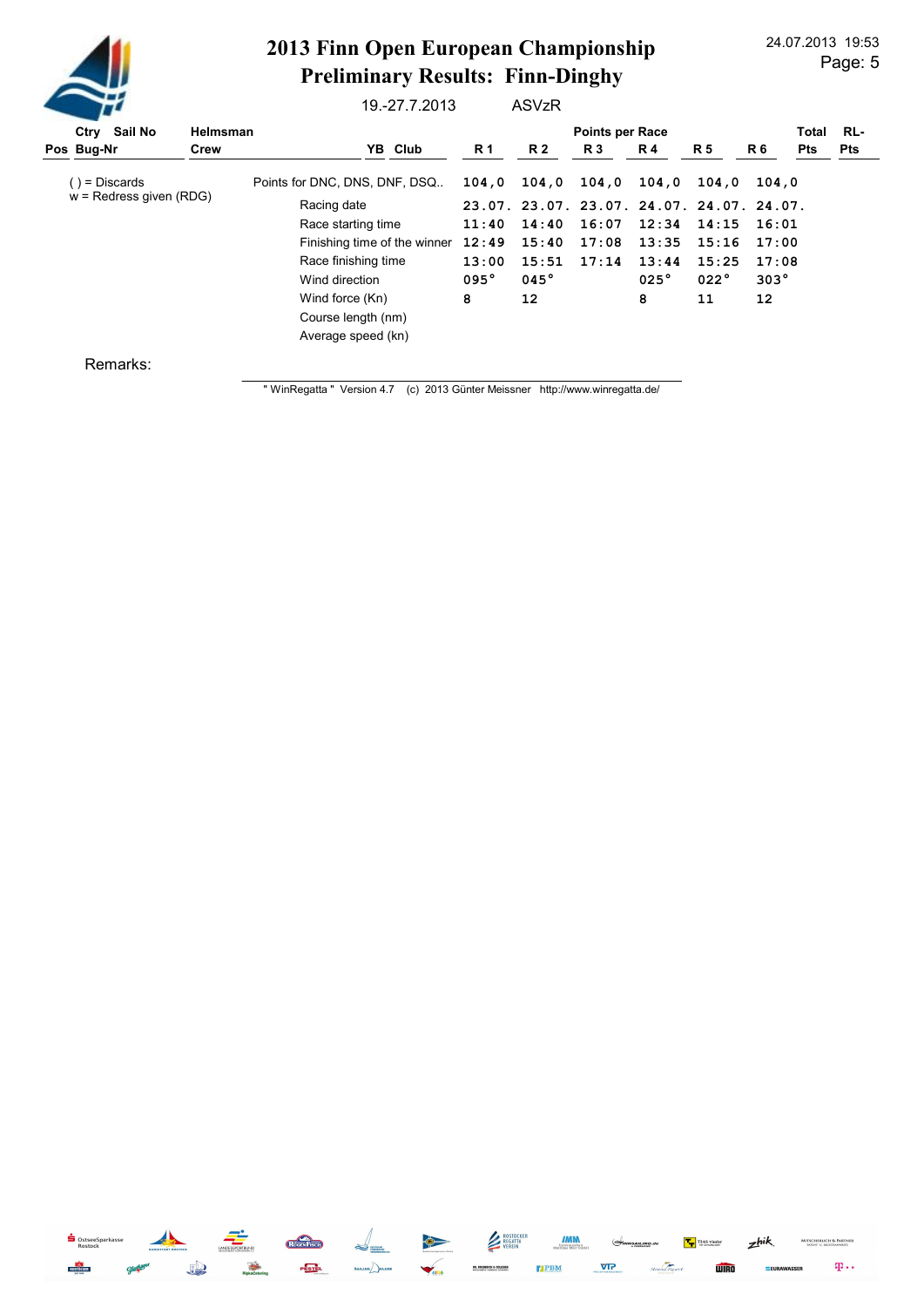# 2013 Finn Open European Championship
## Preliminary Results: Finn-Dinghy

19.-27.7.2013 ASVzR

| Pos | Ctry Sail No Bug-Nr | Helmsman Crew | YB Club | R 1 | R 2 | R 3 | R 4 | R 5 | R 6 | Total Pts | RL-Pts |
|---|---|---|---|---|---|---|---|---|---|---|---|
| | ( ) = Discards | | Points for DNC, DNS, DNF, DSQ.. | 104,0 | 104,0 | 104,0 | 104,0 | 104,0 | 104,0 | | |
| | w = Redress given (RDG) | | Racing date | 23.07. | 23.07. | 23.07. | 24.07. | 24.07. | 24.07. | | |
| | | | Race starting time | 11:40 | 14:40 | 16:07 | 12:34 | 14:15 | 16:01 | | |
| | | | Finishing time of the winner | 12:49 | 15:40 | 17:08 | 13:35 | 15:16 | 17:00 | | |
| | | | Race finishing time | 13:00 | 15:51 | 17:14 | 13:44 | 15:25 | 17:08 | | |
| | | | Wind direction | 095° | 045° | | 025° | 022° | 303° | | |
| | | | Wind force (Kn) | 8 | 12 | | 8 | 11 | 12 | | |
| | | | Course length (nm) | | | | | | | | |
| | | | Average speed (kn) | | | | | | | | |

Remarks:

" WinRegatta " Version 4.7 (c) 2013 Günter Meissner http://www.winregatta.de/